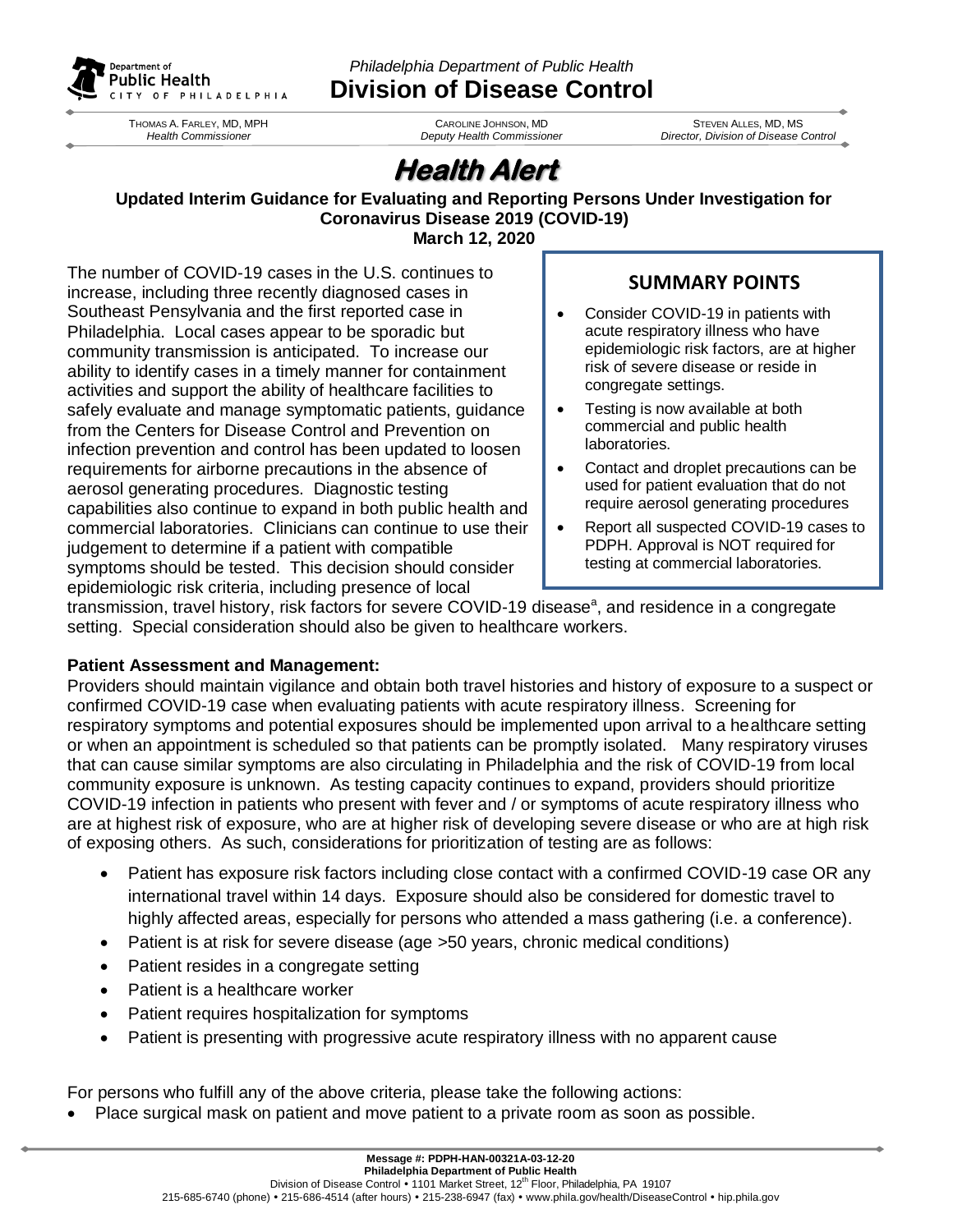*Philadelphia Department of Public Health*

**Division of Disease Control**

THOMAS A. FARLEY, MD, MPH
*Health Commissioner*

CAROLINE JOHNSON, MD
*Deputy Health Commissioner*

STEVEN ALLES, MD, MS
*Director, Division of Disease Control*

# Health Alert

**Updated Interim Guidance for Evaluating and Reporting Persons Under Investigation for Coronavirus Disease 2019 (COVID-19)**
**March 12, 2020**

## SUMMARY POINTS

- Consider COVID-19 in patients with acute respiratory illness who have epidemiologic risk factors, are at higher risk of severe disease or reside in congregate settings.
- Testing is now available at both commercial and public health laboratories.
- Contact and droplet precautions can be used for patient evaluation that do not require aerosol generating procedures
- Report all suspected COVID-19 cases to PDPH. Approval is NOT required for testing at commercial laboratories.

The number of COVID-19 cases in the U.S. continues to increase, including three recently diagnosed cases in Southeast Pensylvania and the first reported case in Philadelphia. Local cases appear to be sporadic but community transmission is anticipated. To increase our ability to identify cases in a timely manner for containment activities and support the ability of healthcare facilities to safely evaluate and manage symptomatic patients, guidance from the Centers for Disease Control and Prevention on infection prevention and control has been updated to loosen requirements for airborne precautions in the absence of aerosol generating procedures. Diagnostic testing capabilities also continue to expand in both public health and commercial laboratories. Clinicians can continue to use their judgement to determine if a patient with compatible symptoms should be tested. This decision should consider epidemiologic risk criteria, including presence of local transmission, travel history, risk factors for severe COVID-19 disease[a], and residence in a congregate setting. Special consideration should also be given to healthcare workers.

**Patient Assessment and Management:**

Providers should maintain vigilance and obtain both travel histories and history of exposure to a suspect or confirmed COVID-19 case when evaluating patients with acute respiratory illness. Screening for respiratory symptoms and potential exposures should be implemented upon arrival to a healthcare setting or when an appointment is scheduled so that patients can be promptly isolated. Many respiratory viruses that can cause similar symptoms are also circulating in Philadelphia and the risk of COVID-19 from local community exposure is unknown. As testing capacity continues to expand, providers should prioritize COVID-19 infection in patients who present with fever and / or symptoms of acute respiratory illness who are at highest risk of exposure, who are at higher risk of developing severe disease or who are at high risk of exposing others. As such, considerations for prioritization of testing are as follows:

- Patient has exposure risk factors including close contact with a confirmed COVID-19 case OR any international travel within 14 days. Exposure should also be considered for domestic travel to highly affected areas, especially for persons who attended a mass gathering (i.e. a conference).
- Patient is at risk for severe disease (age >50 years, chronic medical conditions)
- Patient resides in a congregate setting
- Patient is a healthcare worker
- Patient requires hospitalization for symptoms
- Patient is presenting with progressive acute respiratory illness with no apparent cause

For persons who fulfill any of the above criteria, please take the following actions:

- Place surgical mask on patient and move patient to a private room as soon as possible.

**Message #: PDPH-HAN-00321A-03-12-20**
**Philadelphia Department of Public Health**
Division of Disease Control • 1101 Market Street, 12th Floor, Philadelphia, PA 19107
215-685-6740 (phone) • 215-686-4514 (after hours) • 215-238-6947 (fax) • www.phila.gov/health/DiseaseControl • hip.phila.gov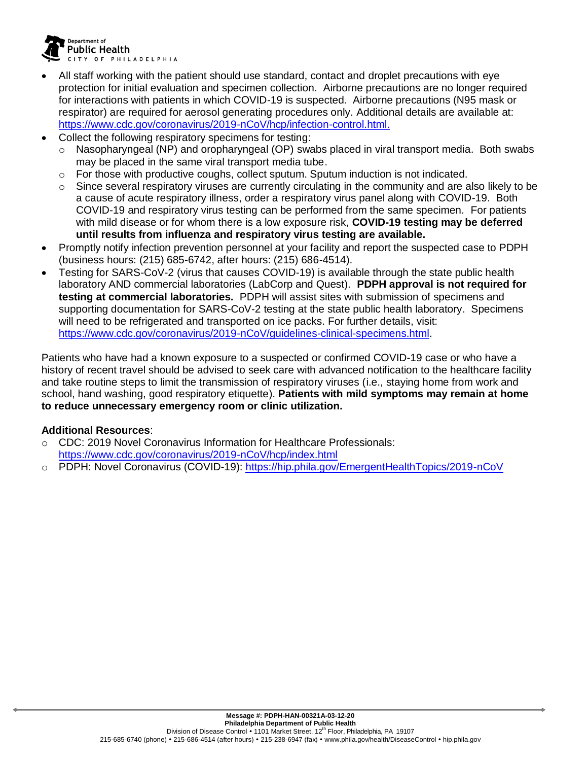- All staff working with the patient should use standard, contact and droplet precautions with eye protection for initial evaluation and specimen collection. Airborne precautions are no longer required for interactions with patients in which COVID-19 is suspected. Airborne precautions (N95 mask or respirator) are required for aerosol generating procedures only. Additional details are available at: https://www.cdc.gov/coronavirus/2019-nCoV/hcp/infection-control.html.
- Collect the following respiratory specimens for testing:
  - Nasopharyngeal (NP) and oropharyngeal (OP) swabs placed in viral transport media. Both swabs may be placed in the same viral transport media tube.
  - For those with productive coughs, collect sputum. Sputum induction is not indicated.
  - Since several respiratory viruses are currently circulating in the community and are also likely to be a cause of acute respiratory illness, order a respiratory virus panel along with COVID-19. Both COVID-19 and respiratory virus testing can be performed from the same specimen. For patients with mild disease or for whom there is a low exposure risk, **COVID-19 testing may be deferred until results from influenza and respiratory virus testing are available.**
- Promptly notify infection prevention personnel at your facility and report the suspected case to PDPH (business hours: (215) 685-6742, after hours: (215) 686-4514).
- Testing for SARS-CoV-2 (virus that causes COVID-19) is available through the state public health laboratory AND commercial laboratories (LabCorp and Quest). **PDPH approval is not required for testing at commercial laboratories.** PDPH will assist sites with submission of specimens and supporting documentation for SARS-CoV-2 testing at the state public health laboratory. Specimens will need to be refrigerated and transported on ice packs. For further details, visit: https://www.cdc.gov/coronavirus/2019-nCoV/guidelines-clinical-specimens.html.

Patients who have had a known exposure to a suspected or confirmed COVID-19 case or who have a history of recent travel should be advised to seek care with advanced notification to the healthcare facility and take routine steps to limit the transmission of respiratory viruses (i.e., staying home from work and school, hand washing, good respiratory etiquette). **Patients with mild symptoms may remain at home to reduce unnecessary emergency room or clinic utilization.**

**Additional Resources**:

- CDC: 2019 Novel Coronavirus Information for Healthcare Professionals: https://www.cdc.gov/coronavirus/2019-nCoV/hcp/index.html
- PDPH: Novel Coronavirus (COVID-19): https://hip.phila.gov/EmergentHealthTopics/2019-nCoV